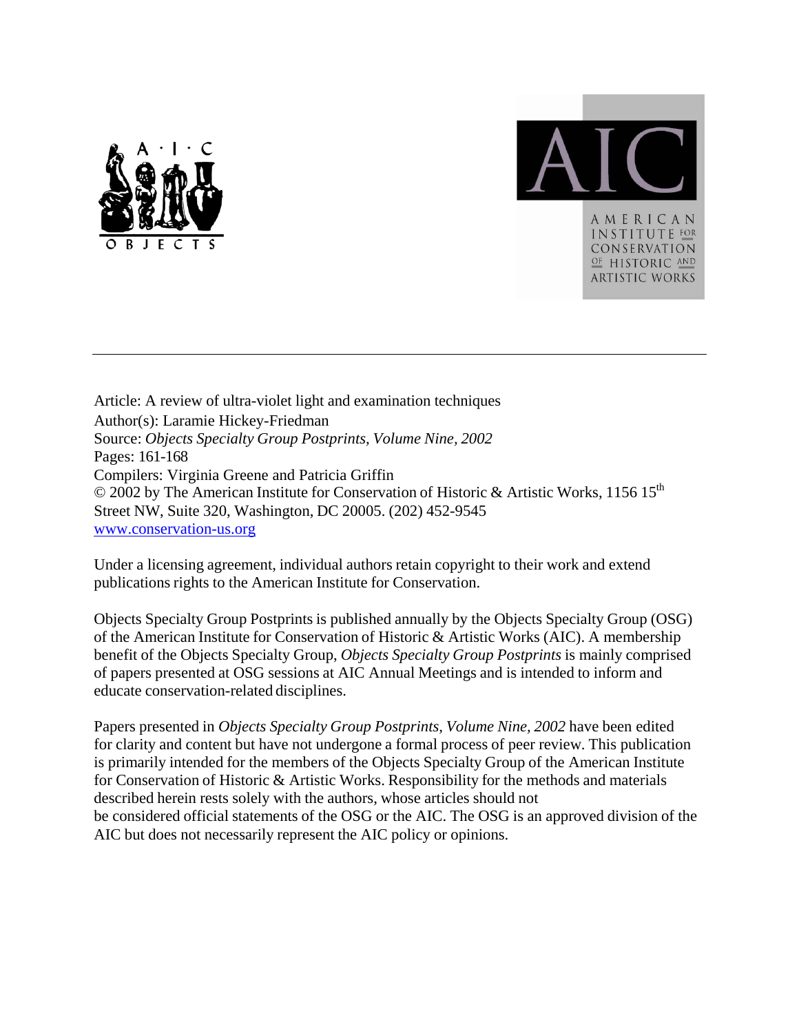Article: A review of ultra-violet light and examination techniques
Author(s): Laramie Hickey-Friedman
Source: *Objects Specialty Group Postprints, Volume Nine, 2002*
Pages: 161-168
Compilers: Virginia Greene and Patricia Griffin
© 2002 by The American Institute for Conservation of Historic & Artistic Works, 1156 15th Street NW, Suite 320, Washington, DC 20005. (202) 452-9545
[www.conservation-us.org](http://www.conservation-us.org)

Under a licensing agreement, individual authors retain copyright to their work and extend publications rights to the American Institute for Conservation.

Objects Specialty Group Postprints is published annually by the Objects Specialty Group (OSG) of the American Institute for Conservation of Historic & Artistic Works (AIC). A membership benefit of the Objects Specialty Group, *Objects Specialty Group Postprints* is mainly comprised of papers presented at OSG sessions at AIC Annual Meetings and is intended to inform and educate conservation-related disciplines.

Papers presented in *Objects Specialty Group Postprints, Volume Nine, 2002* have been edited for clarity and content but have not undergone a formal process of peer review. This publication is primarily intended for the members of the Objects Specialty Group of the American Institute for Conservation of Historic & Artistic Works. Responsibility for the methods and materials described herein rests solely with the authors, whose articles should not be considered official statements of the OSG or the AIC. The OSG is an approved division of the AIC but does not necessarily represent the AIC policy or opinions.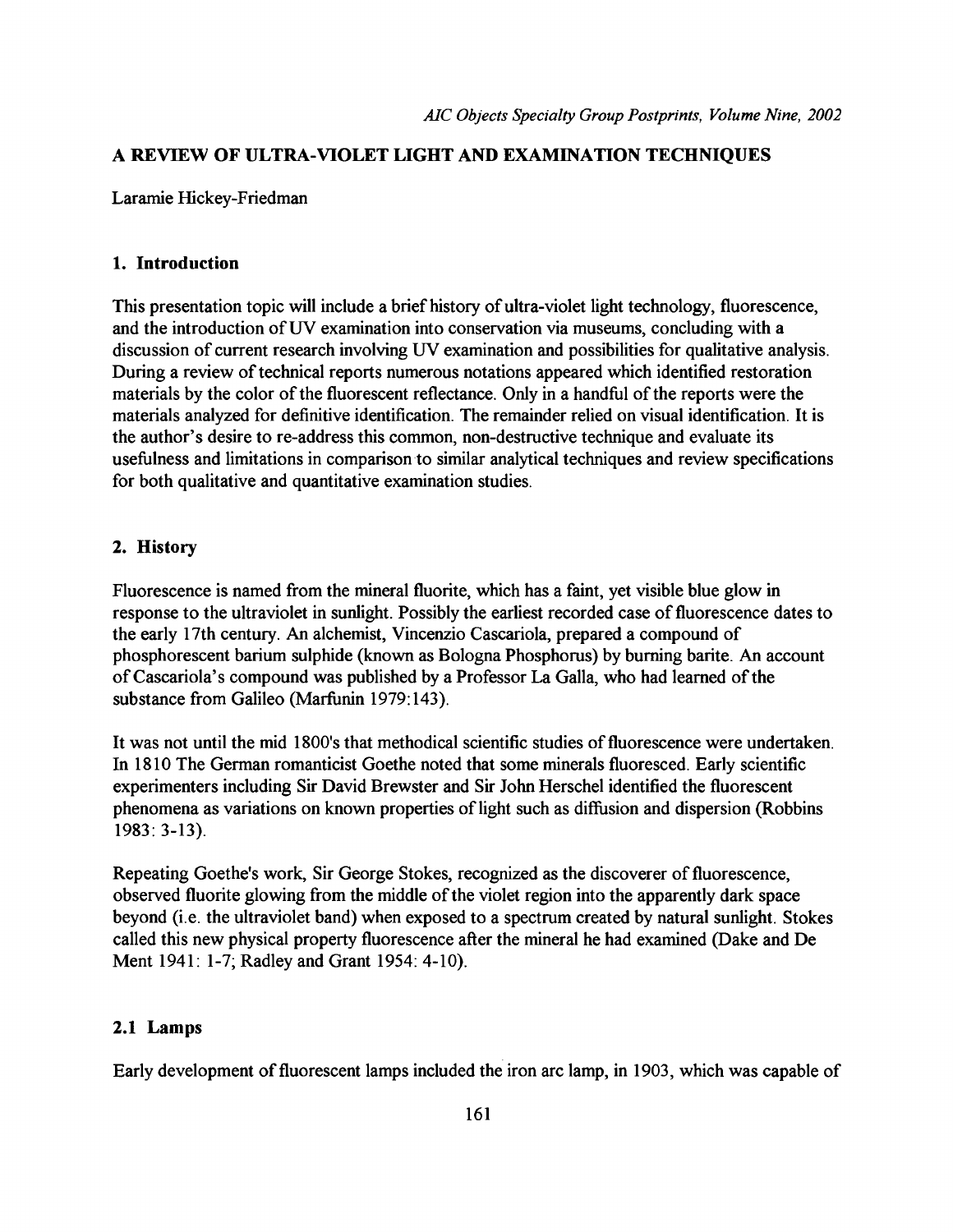## A REVIEW OF ULTRA-VIOLET LIGHT AND EXAMINATION TECHNIQUES

Laramie Hickey-Friedman

### 1. Introduction

This presentation topic will include a brief history of ultra-violet light technology, fluorescence, and the introduction of UV examination into conservation via museums, concluding with a discussion of current research involving UV examination and possibilities for qualitative analysis. During a review of technical reports numerous notations appeared which identified restoration materials by the color of the fluorescent reflectance. Only in a handful of the reports were the materials analyzed for definitive identification. The remainder relied on visual identification. It is the author's desire to re-address this common, non-destructive technique and evaluate its usefulness and limitations in comparison to similar analytical techniques and review specifications for both qualitative and quantitative examination studies.

### 2. History

Fluorescence is named from the mineral fluorite, which has a faint, yet visible blue glow in response to the ultraviolet in sunlight. Possibly the earliest recorded case of fluorescence dates to the early 17th century. An alchemist, Vincenzio Cascariola, prepared a compound of phosphorescent barium sulphide (known as Bologna Phosphorus) by burning barite. An account of Cascariola's compound was published by a Professor La Galla, who had learned of the substance from Galileo (Marfunin 1979:143).

It was not until the mid 1800's that methodical scientific studies of fluorescence were undertaken. In 1810 The German romanticist Goethe noted that some minerals fluoresced. Early scientific experimenters including Sir David Brewster and Sir John Herschel identified the fluorescent phenomena as variations on known properties of light such as diffusion and dispersion (Robbins 1983: 3-13).

Repeating Goethe's work, Sir George Stokes, recognized as the discoverer of fluorescence, observed fluorite glowing from the middle of the violet region into the apparently dark space beyond (i.e. the ultraviolet band) when exposed to a spectrum created by natural sunlight. Stokes called this new physical property fluorescence after the mineral he had examined (Dake and De Ment 1941: 1-7; Radley and Grant 1954: 4-10).

### 2.1 Lamps

Early development of fluorescent lamps included the iron arc lamp, in 1903, which was capable of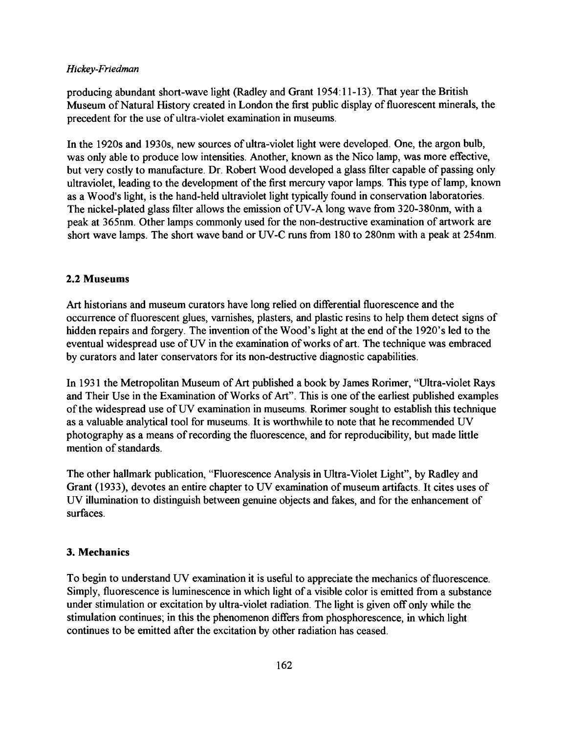producing abundant short-wave light (Radley and Grant 1954:11-13). That year the British Museum of Natural History created in London the first public display of fluorescent minerals, the precedent for the use of ultra-violet examination in museums.

In the 1920s and 1930s, new sources of ultra-violet light were developed. One, the argon bulb, was only able to produce low intensities. Another, known as the Nico lamp, was more effective, but very costly to manufacture. Dr. Robert Wood developed a glass filter capable of passing only ultraviolet, leading to the development of the first mercury vapor lamps. This type of lamp, known as a Wood's light, is the hand-held ultraviolet light typically found in conservation laboratories. The nickel-plated glass filter allows the emission of UV-A long wave from 320-380nm, with a peak at 365nm. Other lamps commonly used for the non-destructive examination of artwork are short wave lamps. The short wave band or UV-C runs from 180 to 280nm with a peak at 254nm.

## 2.2 Museums

Art historians and museum curators have long relied on differential fluorescence and the occurrence of fluorescent glues, varnishes, plasters, and plastic resins to help them detect signs of hidden repairs and forgery. The invention of the Wood's light at the end of the 1920's led to the eventual widespread use of UV in the examination of works of art. The technique was embraced by curators and later conservators for its non-destructive diagnostic capabilities.

In 1931 the Metropolitan Museum of Art published a book by James Rorimer, "Ultra-violet Rays and Their Use in the Examination of Works of Art". This is one of the earliest published examples of the widespread use of UV examination in museums. Rorimer sought to establish this technique as a valuable analytical tool for museums. It is worthwhile to note that he recommended UV photography as a means of recording the fluorescence, and for reproducibility, but made little mention of standards.

The other hallmark publication, "Fluorescence Analysis in Ultra-Violet Light", by Radley and Grant (1933), devotes an entire chapter to UV examination of museum artifacts. It cites uses of UV illumination to distinguish between genuine objects and fakes, and for the enhancement of surfaces.

## 3. Mechanics

To begin to understand UV examination it is useful to appreciate the mechanics of fluorescence. Simply, fluorescence is luminescence in which light of a visible color is emitted from a substance under stimulation or excitation by ultra-violet radiation. The light is given off only while the stimulation continues; in this the phenomenon differs from phosphorescence, in which light continues to be emitted after the excitation by other radiation has ceased.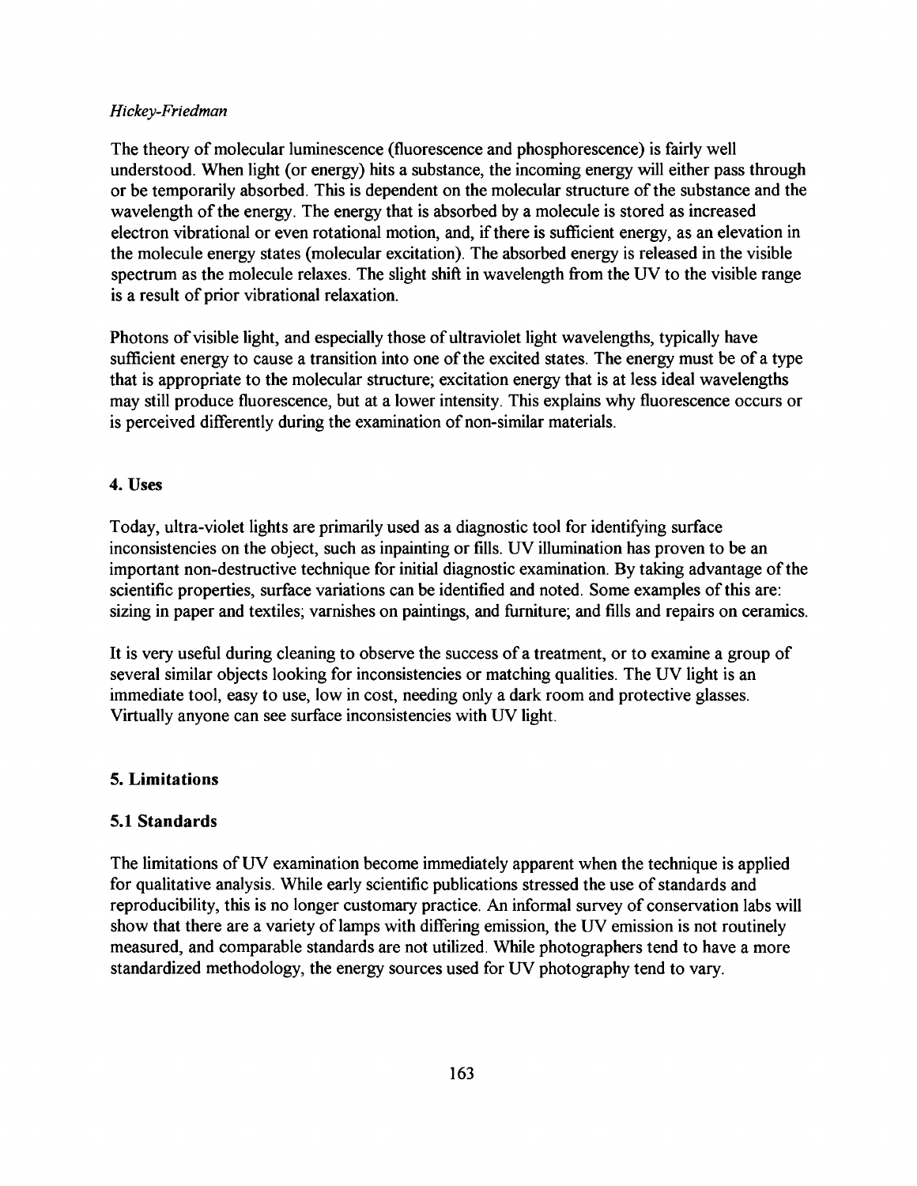The theory of molecular luminescence (fluorescence and phosphorescence) is fairly well understood. When light (or energy) hits a substance, the incoming energy will either pass through or be temporarily absorbed. This is dependent on the molecular structure of the substance and the wavelength of the energy. The energy that is absorbed by a molecule is stored as increased electron vibrational or even rotational motion, and, if there is sufficient energy, as an elevation in the molecule energy states (molecular excitation). The absorbed energy is released in the visible spectrum as the molecule relaxes. The slight shift in wavelength from the UV to the visible range is a result of prior vibrational relaxation.

Photons of visible light, and especially those of ultraviolet light wavelengths, typically have sufficient energy to cause a transition into one of the excited states. The energy must be of a type that is appropriate to the molecular structure; excitation energy that is at less ideal wavelengths may still produce fluorescence, but at a lower intensity. This explains why fluorescence occurs or is perceived differently during the examination of non-similar materials.

## 4. Uses

Today, ultra-violet lights are primarily used as a diagnostic tool for identifying surface inconsistencies on the object, such as inpainting or fills. UV illumination has proven to be an important non-destructive technique for initial diagnostic examination. By taking advantage of the scientific properties, surface variations can be identified and noted. Some examples of this are: sizing in paper and textiles; varnishes on paintings, and furniture; and fills and repairs on ceramics.

It is very useful during cleaning to observe the success of a treatment, or to examine a group of several similar objects looking for inconsistencies or matching qualities. The UV light is an immediate tool, easy to use, low in cost, needing only a dark room and protective glasses. Virtually anyone can see surface inconsistencies with UV light.

## 5. Limitations

### 5.1 Standards

The limitations of UV examination become immediately apparent when the technique is applied for qualitative analysis. While early scientific publications stressed the use of standards and reproducibility, this is no longer customary practice. An informal survey of conservation labs will show that there are a variety of lamps with differing emission, the UV emission is not routinely measured, and comparable standards are not utilized. While photographers tend to have a more standardized methodology, the energy sources used for UV photography tend to vary.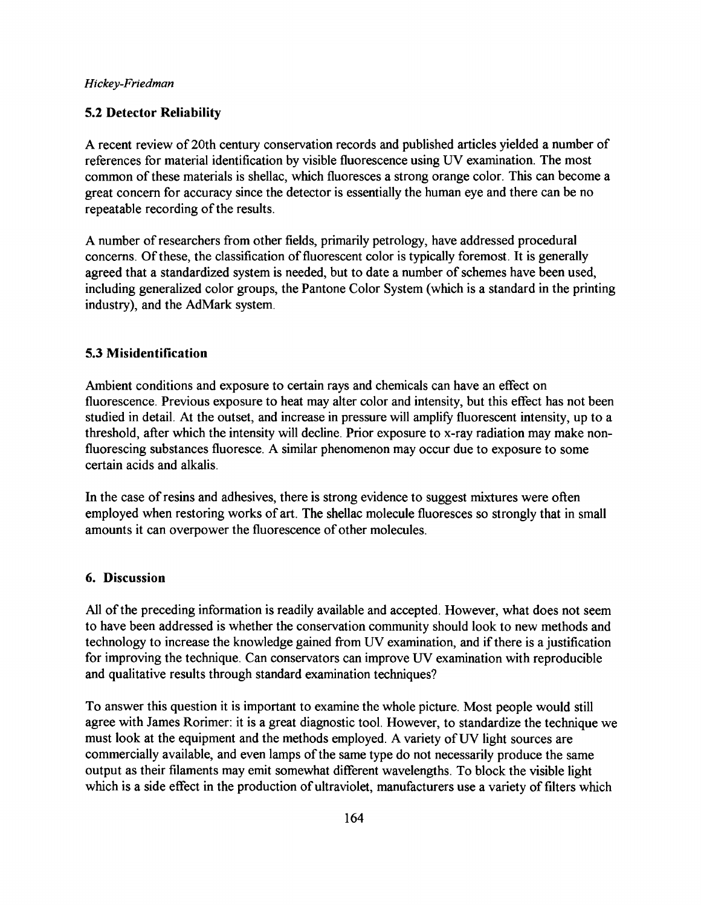## 5.2 Detector Reliability

A recent review of 20th century conservation records and published articles yielded a number of references for material identification by visible fluorescence using UV examination. The most common of these materials is shellac, which fluoresces a strong orange color. This can become a great concern for accuracy since the detector is essentially the human eye and there can be no repeatable recording of the results.

A number of researchers from other fields, primarily petrology, have addressed procedural concerns. Of these, the classification of fluorescent color is typically foremost. It is generally agreed that a standardized system is needed, but to date a number of schemes have been used, including generalized color groups, the Pantone Color System (which is a standard in the printing industry), and the AdMark system.

## 5.3 Misidentification

Ambient conditions and exposure to certain rays and chemicals can have an effect on fluorescence. Previous exposure to heat may alter color and intensity, but this effect has not been studied in detail. At the outset, and increase in pressure will amplify fluorescent intensity, up to a threshold, after which the intensity will decline. Prior exposure to x-ray radiation may make non-fluorescing substances fluoresce. A similar phenomenon may occur due to exposure to some certain acids and alkalis.

In the case of resins and adhesives, there is strong evidence to suggest mixtures were often employed when restoring works of art. The shellac molecule fluoresces so strongly that in small amounts it can overpower the fluorescence of other molecules.

## 6. Discussion

All of the preceding information is readily available and accepted. However, what does not seem to have been addressed is whether the conservation community should look to new methods and technology to increase the knowledge gained from UV examination, and if there is a justification for improving the technique. Can conservators can improve UV examination with reproducible and qualitative results through standard examination techniques?

To answer this question it is important to examine the whole picture. Most people would still agree with James Rorimer: it is a great diagnostic tool. However, to standardize the technique we must look at the equipment and the methods employed. A variety of UV light sources are commercially available, and even lamps of the same type do not necessarily produce the same output as their filaments may emit somewhat different wavelengths. To block the visible light which is a side effect in the production of ultraviolet, manufacturers use a variety of filters which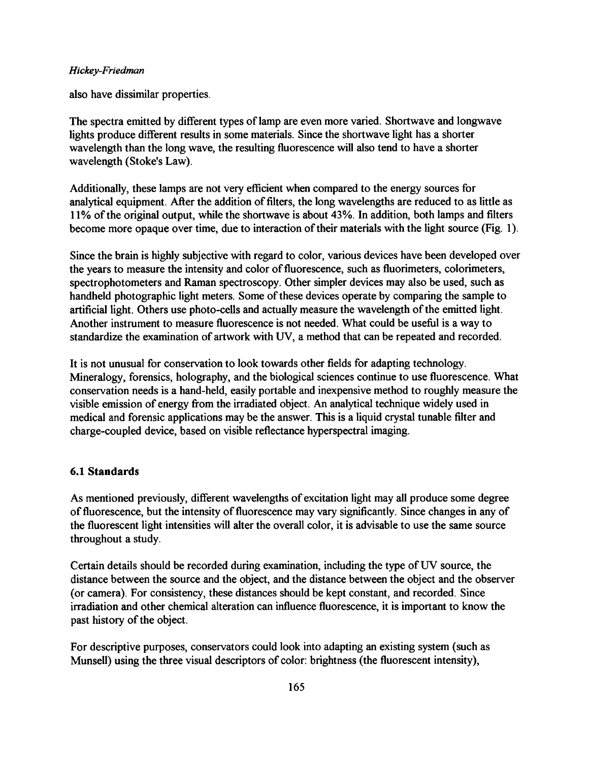also have dissimilar properties.

The spectra emitted by different types of lamp are even more varied. Shortwave and longwave lights produce different results in some materials. Since the shortwave light has a shorter wavelength than the long wave, the resulting fluorescence will also tend to have a shorter wavelength (Stoke's Law).

Additionally, these lamps are not very efficient when compared to the energy sources for analytical equipment. After the addition of filters, the long wavelengths are reduced to as little as 11% of the original output, while the shortwave is about 43%. In addition, both lamps and filters become more opaque over time, due to interaction of their materials with the light source (Fig. 1).

Since the brain is highly subjective with regard to color, various devices have been developed over the years to measure the intensity and color of fluorescence, such as fluorimeters, colorimeters, spectrophotometers and Raman spectroscopy. Other simpler devices may also be used, such as handheld photographic light meters. Some of these devices operate by comparing the sample to artificial light. Others use photo-cells and actually measure the wavelength of the emitted light. Another instrument to measure fluorescence is not needed. What could be useful is a way to standardize the examination of artwork with UV, a method that can be repeated and recorded.

It is not unusual for conservation to look towards other fields for adapting technology. Mineralogy, forensics, holography, and the biological sciences continue to use fluorescence. What conservation needs is a hand-held, easily portable and inexpensive method to roughly measure the visible emission of energy from the irradiated object. An analytical technique widely used in medical and forensic applications may be the answer. This is a liquid crystal tunable filter and charge-coupled device, based on visible reflectance hyperspectral imaging.

### 6.1 Standards

As mentioned previously, different wavelengths of excitation light may all produce some degree of fluorescence, but the intensity of fluorescence may vary significantly. Since changes in any of the fluorescent light intensities will alter the overall color, it is advisable to use the same source throughout a study.

Certain details should be recorded during examination, including the type of UV source, the distance between the source and the object, and the distance between the object and the observer (or camera). For consistency, these distances should be kept constant, and recorded. Since irradiation and other chemical alteration can influence fluorescence, it is important to know the past history of the object.

For descriptive purposes, conservators could look into adapting an existing system (such as Munsell) using the three visual descriptors of color: brightness (the fluorescent intensity),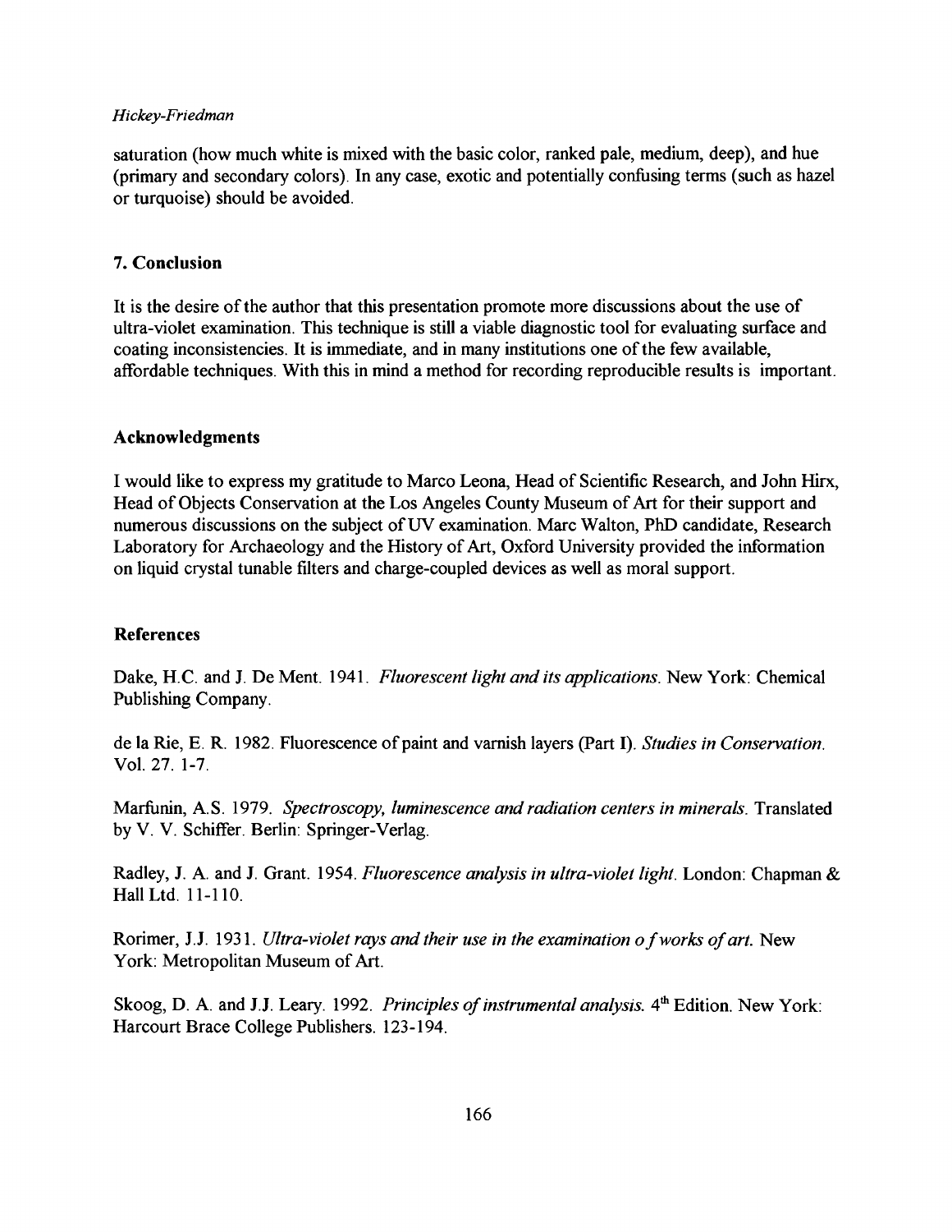saturation (how much white is mixed with the basic color, ranked pale, medium, deep), and hue (primary and secondary colors). In any case, exotic and potentially confusing terms (such as hazel or turquoise) should be avoided.

## 7. Conclusion

It is the desire of the author that this presentation promote more discussions about the use of ultra-violet examination. This technique is still a viable diagnostic tool for evaluating surface and coating inconsistencies. It is immediate, and in many institutions one of the few available, affordable techniques. With this in mind a method for recording reproducible results is important.

## Acknowledgments

I would like to express my gratitude to Marco Leona, Head of Scientific Research, and John Hirx, Head of Objects Conservation at the Los Angeles County Museum of Art for their support and numerous discussions on the subject of UV examination. Marc Walton, PhD candidate, Research Laboratory for Archaeology and the History of Art, Oxford University provided the information on liquid crystal tunable filters and charge-coupled devices as well as moral support.

## References

Dake, H.C. and J. De Ment. 1941. *Fluorescent light and its applications.* New York: Chemical Publishing Company.

de la Rie, E. R. 1982. Fluorescence of paint and varnish layers (Part I). *Studies in Conservation.* Vol. 27. 1-7.

Marfunin, A.S. 1979. *Spectroscopy, luminescence and radiation centers in minerals.* Translated by V. V. Schiffer. Berlin: Springer-Verlag.

Radley, J. A. and J. Grant. 1954. *Fluorescence analysis in ultra-violet light.* London: Chapman & Hall Ltd. 11-110.

Rorimer, J.J. 1931. *Ultra-violet rays and their use in the examination of works of art.* New York: Metropolitan Museum of Art.

Skoog, D. A. and J.J. Leary. 1992. *Principles of instrumental analysis.* 4th Edition. New York: Harcourt Brace College Publishers. 123-194.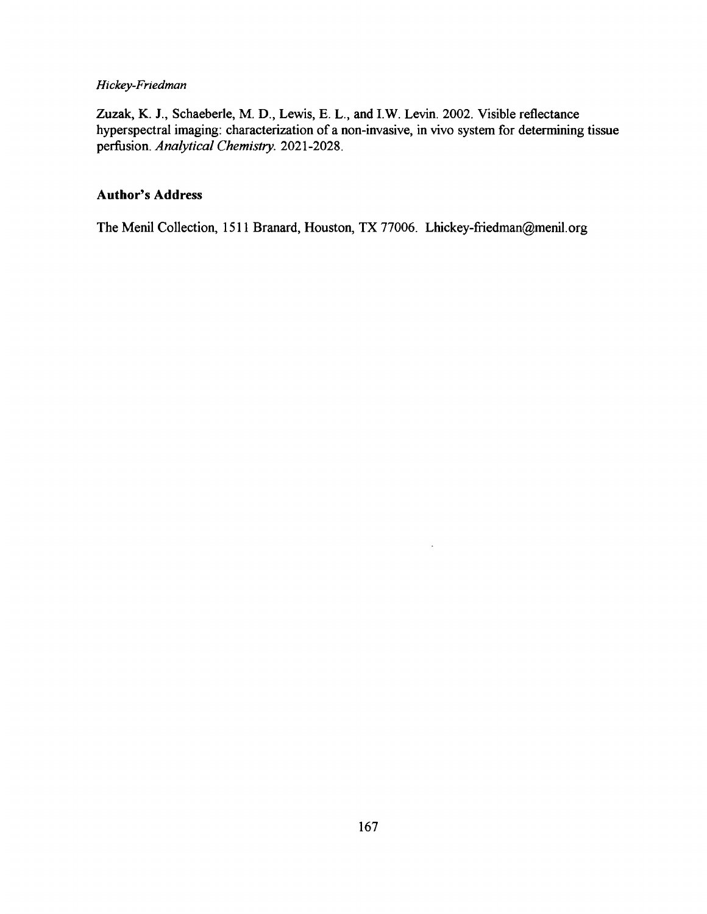Zuzak, K. J., Schaeberle, M. D., Lewis, E. L., and I.W. Levin. 2002. Visible reflectance hyperspectral imaging: characterization of a non-invasive, in vivo system for determining tissue perfusion. *Analytical Chemistry.* 2021-2028.

## Author's Address

The Menil Collection, 1511 Branard, Houston, TX 77006. Lhickey-friedman@menil.org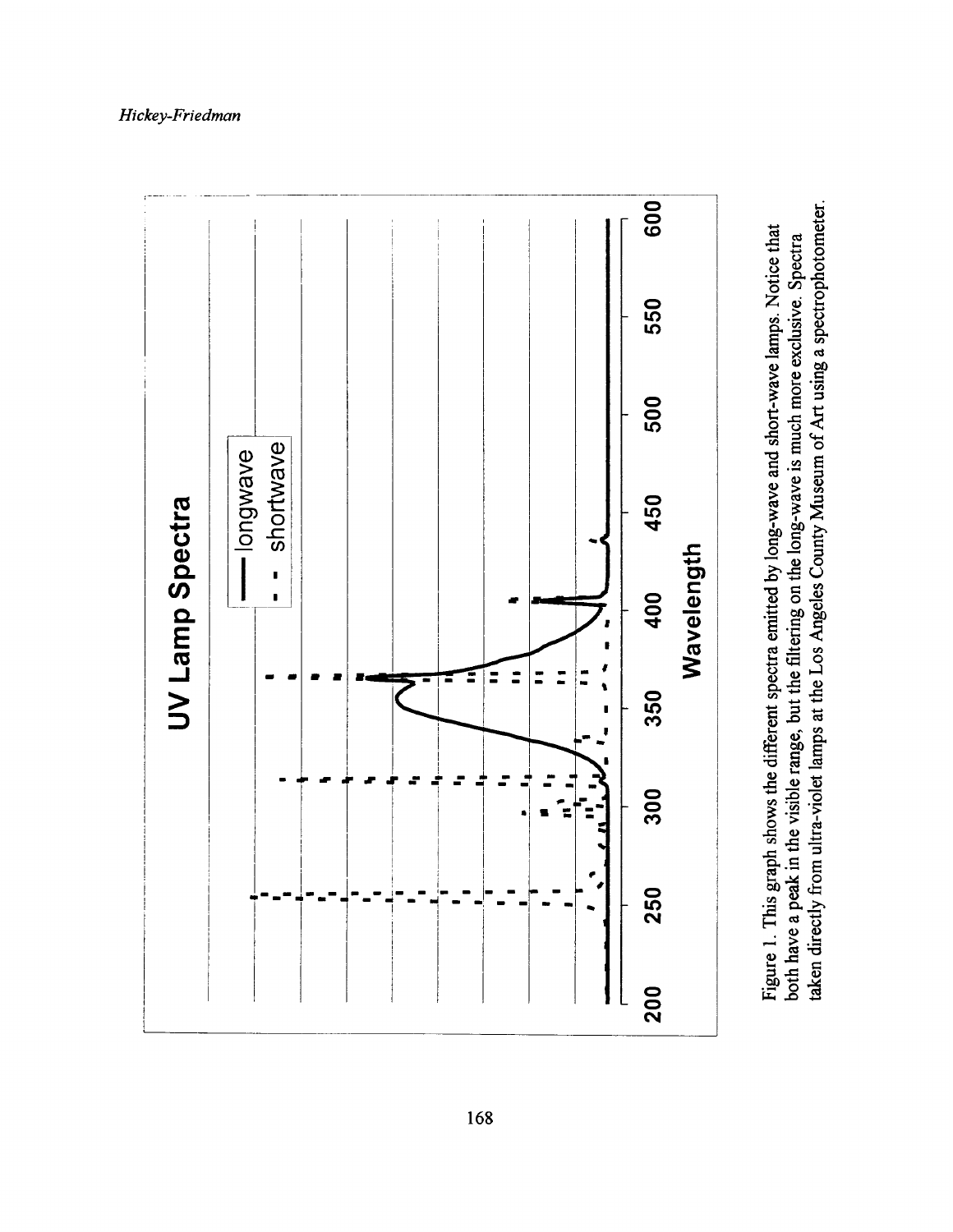UV Lamp Spectra

longwave

shortwave

200

250

300

350

400

450

500

550

600

Wavelength

Figure 1. This graph shows the different spectra emitted by long-wave and short-wave lamps. Notice that both have a peak in the visible range, but the filtering on the long-wave is much more exclusive. Spectra taken directly from ultra-violet lamps at the Los Angeles County Museum of Art using a spectrophotometer.